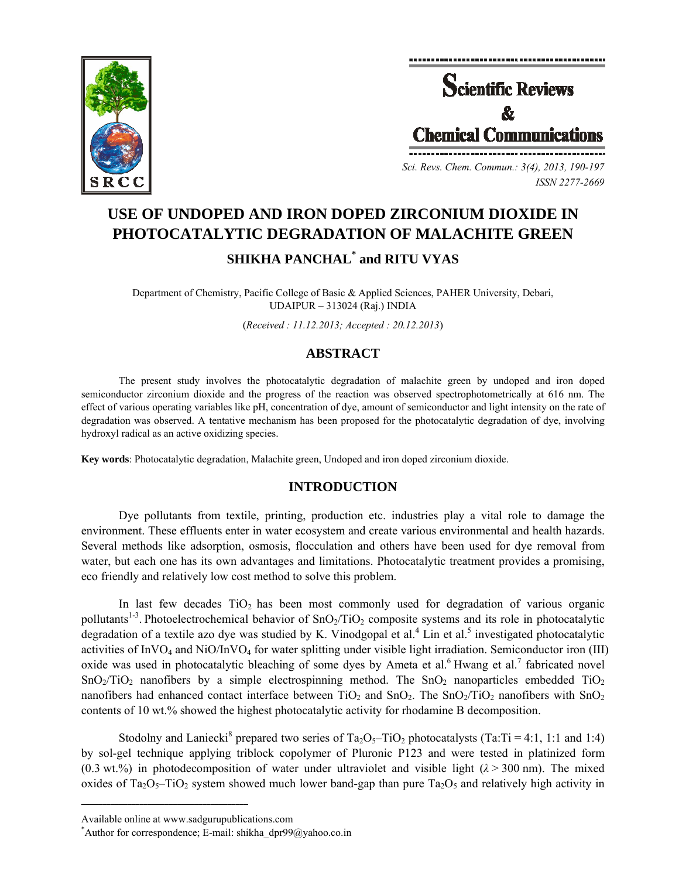# USE OF UNDOPED AND IRON DOPED ZIRCONIUM DIOXIDE IN PHOTOCATALYTIC DEGRADATION OF MALACHITE GREEN

## SHIKHA PANCHAL[*] and RITU VYAS

Department of Chemistry, Pacific College of Basic & Applied Sciences, PAHER University, Debari, UDAIPUR – 313024 (Raj.) INDIA

(*Received : 11.12.2013; Accepted : 20.12.2013*)

## ABSTRACT

The present study involves the photocatalytic degradation of malachite green by undoped and iron doped semiconductor zirconium dioxide and the progress of the reaction was observed spectrophotometrically at 616 nm. The effect of various operating variables like pH, concentration of dye, amount of semiconductor and light intensity on the rate of degradation was observed. A tentative mechanism has been proposed for the photocatalytic degradation of dye, involving hydroxyl radical as an active oxidizing species.

**Key words**: Photocatalytic degradation, Malachite green, Undoped and iron doped zirconium dioxide.

## INTRODUCTION

Dye pollutants from textile, printing, production etc. industries play a vital role to damage the environment. These effluents enter in water ecosystem and create various environmental and health hazards. Several methods like adsorption, osmosis, flocculation and others have been used for dye removal from water, but each one has its own advantages and limitations. Photocatalytic treatment provides a promising, eco friendly and relatively low cost method to solve this problem.

In last few decades $TiO_2$ has been most commonly used for degradation of various organic pollutants[1-3]. Photoelectrochemical behavior of $SnO_2/TiO_2$ composite systems and its role in photocatalytic degradation of a textile azo dye was studied by K. Vinodgopal et al.[4] Lin et al.[5] investigated photocatalytic activities of $InVO_4$ and $NiO/InVO_4$ for water splitting under visible light irradiation. Semiconductor iron (III) oxide was used in photocatalytic bleaching of some dyes by Ameta et al.[6] Hwang et al.[7] fabricated novel $SnO_2/TiO_2$ nanofibers by a simple electrospinning method. The $SnO_2$ nanoparticles embedded $TiO_2$ nanofibers had enhanced contact interface between $TiO_2$ and $SnO_2$. The $SnO_2/TiO_2$ nanofibers with $SnO_2$ contents of 10 wt.% showed the highest photocatalytic activity for rhodamine B decomposition.

Stodolny and Laniecki[8] prepared two series of $Ta_2O_5$–$TiO_2$ photocatalysts (Ta:Ti = 4:1, 1:1 and 1:4) by sol-gel technique applying triblock copolymer of Pluronic P123 and were tested in platinized form (0.3 wt.%) in photodecomposition of water under ultraviolet and visible light ($\lambda > 300$ nm). The mixed oxides of $Ta_2O_5$–$TiO_2$ system showed much lower band-gap than pure $Ta_2O_5$ and relatively high activity in

---

Available online at www.sadgurupublications.com

[*]Author for correspondence; E-mail: shikha_dpr99@yahoo.co.in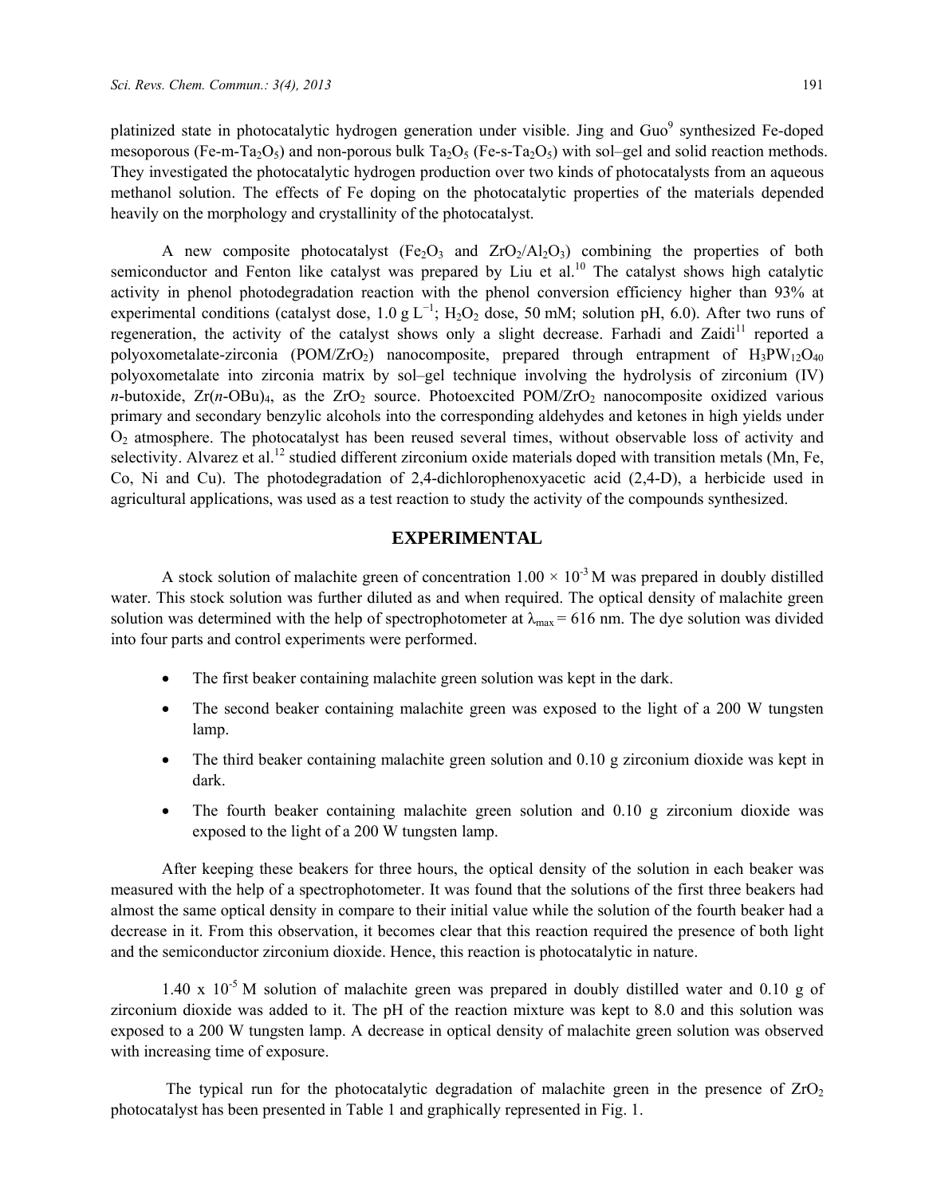platinized state in photocatalytic hydrogen generation under visible. Jing and Guo[9] synthesized Fe-doped mesoporous (Fe-m-$Ta_2O_5$) and non-porous bulk $Ta_2O_5$ (Fe-s-$Ta_2O_5$) with sol–gel and solid reaction methods. They investigated the photocatalytic hydrogen production over two kinds of photocatalysts from an aqueous methanol solution. The effects of Fe doping on the photocatalytic properties of the materials depended heavily on the morphology and crystallinity of the photocatalyst.

A new composite photocatalyst ($Fe_2O_3$ and $ZrO_2/Al_2O_3$) combining the properties of both semiconductor and Fenton like catalyst was prepared by Liu et al.[10] The catalyst shows high catalytic activity in phenol photodegradation reaction with the phenol conversion efficiency higher than 93% at experimental conditions (catalyst dose, 1.0 g $L^{-1}$; $H_2O_2$ dose, 50 mM; solution pH, 6.0). After two runs of regeneration, the activity of the catalyst shows only a slight decrease. Farhadi and Zaidi[11] reported a polyoxometalate-zirconia (POM/$ZrO_2$) nanocomposite, prepared through entrapment of $H_3PW_{12}O_{40}$ polyoxometalate into zirconia matrix by sol–gel technique involving the hydrolysis of zirconium (IV) *n*-butoxide, Zr(*n*-OBu)$_4$, as the $ZrO_2$ source. Photoexcited POM/$ZrO_2$ nanocomposite oxidized various primary and secondary benzylic alcohols into the corresponding aldehydes and ketones in high yields under $O_2$ atmosphere. The photocatalyst has been reused several times, without observable loss of activity and selectivity. Alvarez et al.[12] studied different zirconium oxide materials doped with transition metals (Mn, Fe, Co, Ni and Cu). The photodegradation of 2,4-dichlorophenoxyacetic acid (2,4-D), a herbicide used in agricultural applications, was used as a test reaction to study the activity of the compounds synthesized.

## EXPERIMENTAL

A stock solution of malachite green of concentration $1.00 \times 10^{-3}$ M was prepared in doubly distilled water. This stock solution was further diluted as and when required. The optical density of malachite green solution was determined with the help of spectrophotometer at $\lambda_{max} = 616$ nm. The dye solution was divided into four parts and control experiments were performed.

- The first beaker containing malachite green solution was kept in the dark.
- The second beaker containing malachite green was exposed to the light of a 200 W tungsten lamp.
- The third beaker containing malachite green solution and 0.10 g zirconium dioxide was kept in dark.
- The fourth beaker containing malachite green solution and 0.10 g zirconium dioxide was exposed to the light of a 200 W tungsten lamp.

After keeping these beakers for three hours, the optical density of the solution in each beaker was measured with the help of a spectrophotometer. It was found that the solutions of the first three beakers had almost the same optical density in compare to their initial value while the solution of the fourth beaker had a decrease in it. From this observation, it becomes clear that this reaction required the presence of both light and the semiconductor zirconium dioxide. Hence, this reaction is photocatalytic in nature.

$1.40 \times 10^{-5}$ M solution of malachite green was prepared in doubly distilled water and 0.10 g of zirconium dioxide was added to it. The pH of the reaction mixture was kept to 8.0 and this solution was exposed to a 200 W tungsten lamp. A decrease in optical density of malachite green solution was observed with increasing time of exposure.

The typical run for the photocatalytic degradation of malachite green in the presence of $ZrO_2$ photocatalyst has been presented in Table 1 and graphically represented in Fig. 1.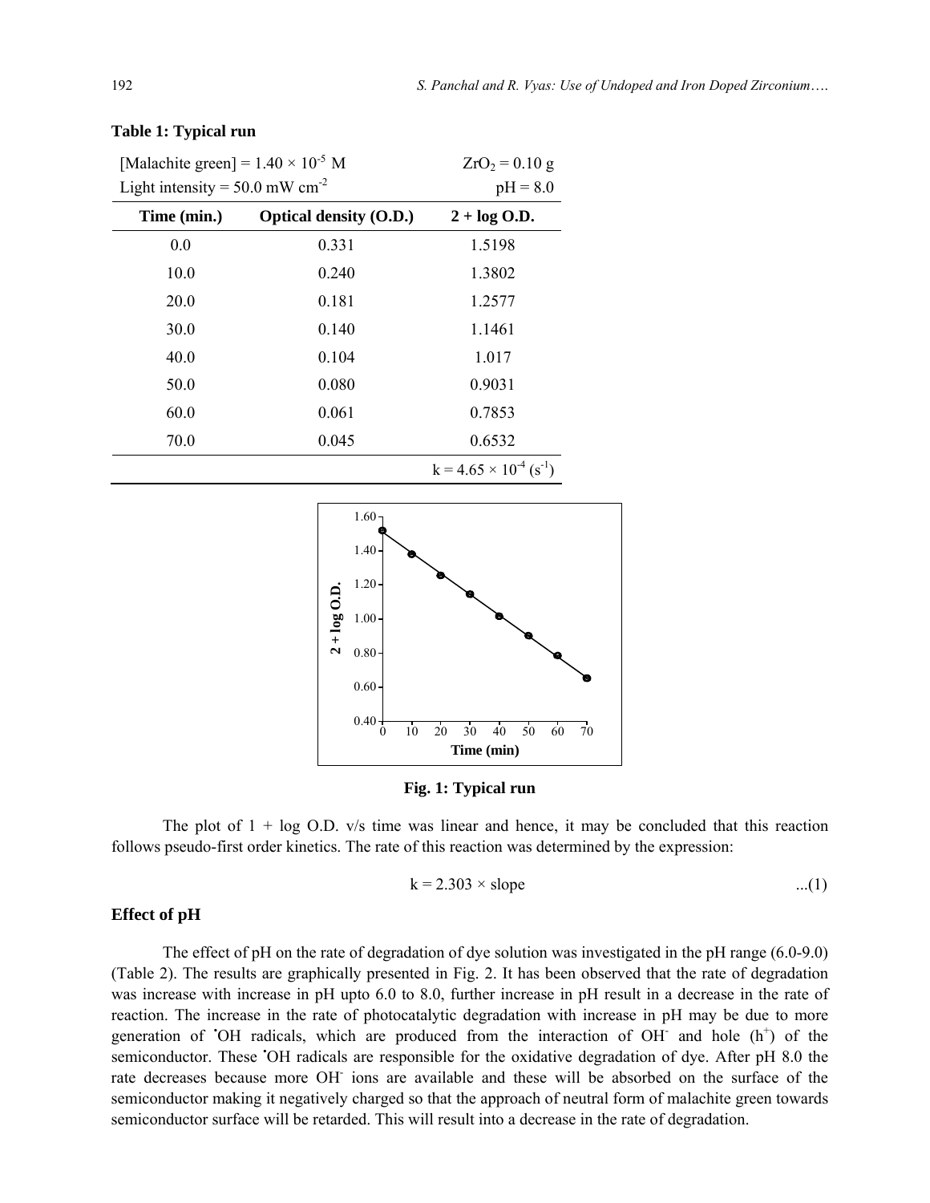**Table 1: Typical run**

| [Malachite green] = $1.40 \times 10^{-5}$ M | | $ZrO_2$ = 0.10 g |
|---|---|---|
| Light intensity = 50.0 mW cm$^{-2}$ | | pH = 8.0 |
| **Time (min.)** | **Optical density (O.D.)** | **2 + log O.D.** |
| 0.0 | 0.331 | 1.5198 |
| 10.0 | 0.240 | 1.3802 |
| 20.0 | 0.181 | 1.2577 |
| 30.0 | 0.140 | 1.1461 |
| 40.0 | 0.104 | 1.017 |
| 50.0 | 0.080 | 0.9031 |
| 60.0 | 0.061 | 0.7853 |
| 70.0 | 0.045 | 0.6532 |
| | | k = $4.65 \times 10^{-4}$ (s$^{-1}$) |

**Fig. 1: Typical run**

The plot of 1 + log O.D. v/s time was linear and hence, it may be concluded that this reaction follows pseudo-first order kinetics. The rate of this reaction was determined by the expression:

$$k = 2.303 \times \text{slope} \qquad ...(1)$$

## Effect of pH

The effect of pH on the rate of degradation of dye solution was investigated in the pH range (6.0-9.0) (Table 2). The results are graphically presented in Fig. 2. It has been observed that the rate of degradation was increase with increase in pH upto 6.0 to 8.0, further increase in pH result in a decrease in the rate of reaction. The increase in the rate of photocatalytic degradation with increase in pH may be due to more generation of $^{\bullet}OH$ radicals, which are produced from the interaction of $OH^-$ and hole ($h^+$) of the semiconductor. These $^{\bullet}OH$ radicals are responsible for the oxidative degradation of dye. After pH 8.0 the rate decreases because more $OH^-$ ions are available and these will be absorbed on the surface of the semiconductor making it negatively charged so that the approach of neutral form of malachite green towards semiconductor surface will be retarded. This will result into a decrease in the rate of degradation.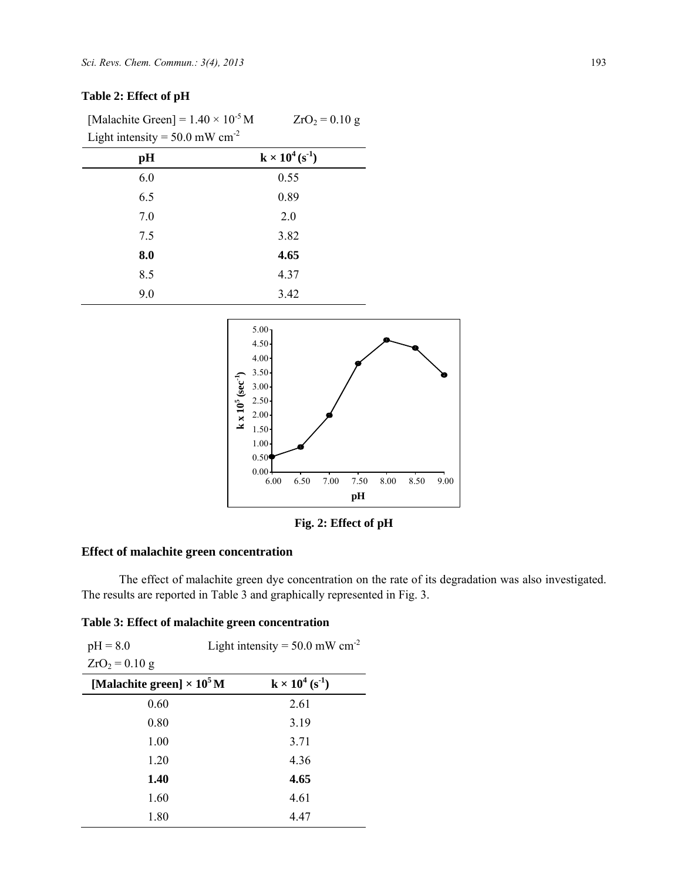**Table 2: Effect of pH**

[Malachite Green] = $1.40 \times 10^{-5}$ M  $ZrO_2$ = 0.10 g
Light intensity = 50.0 mW $cm^{-2}$

| pH | $k \times 10^4$ ($s^{-1}$) |
|---|---|
| 6.0 | 0.55 |
| 6.5 | 0.89 |
| 7.0 | 2.0 |
| 7.5 | 3.82 |
| **8.0** | **4.65** |
| 8.5 | 4.37 |
| 9.0 | 3.42 |

**Fig. 2: Effect of pH**

## Effect of malachite green concentration

The effect of malachite green dye concentration on the rate of its degradation was also investigated. The results are reported in Table 3 and graphically represented in Fig. 3.

**Table 3: Effect of malachite green concentration**

pH = 8.0  Light intensity = 50.0 mW $cm^{-2}$
$ZrO_2$ = 0.10 g

| [Malachite green] $\times 10^5$ M | $k \times 10^4$ ($s^{-1}$) |
|---|---|
| 0.60 | 2.61 |
| 0.80 | 3.19 |
| 1.00 | 3.71 |
| 1.20 | 4.36 |
| **1.40** | **4.65** |
| 1.60 | 4.61 |
| 1.80 | 4.47 |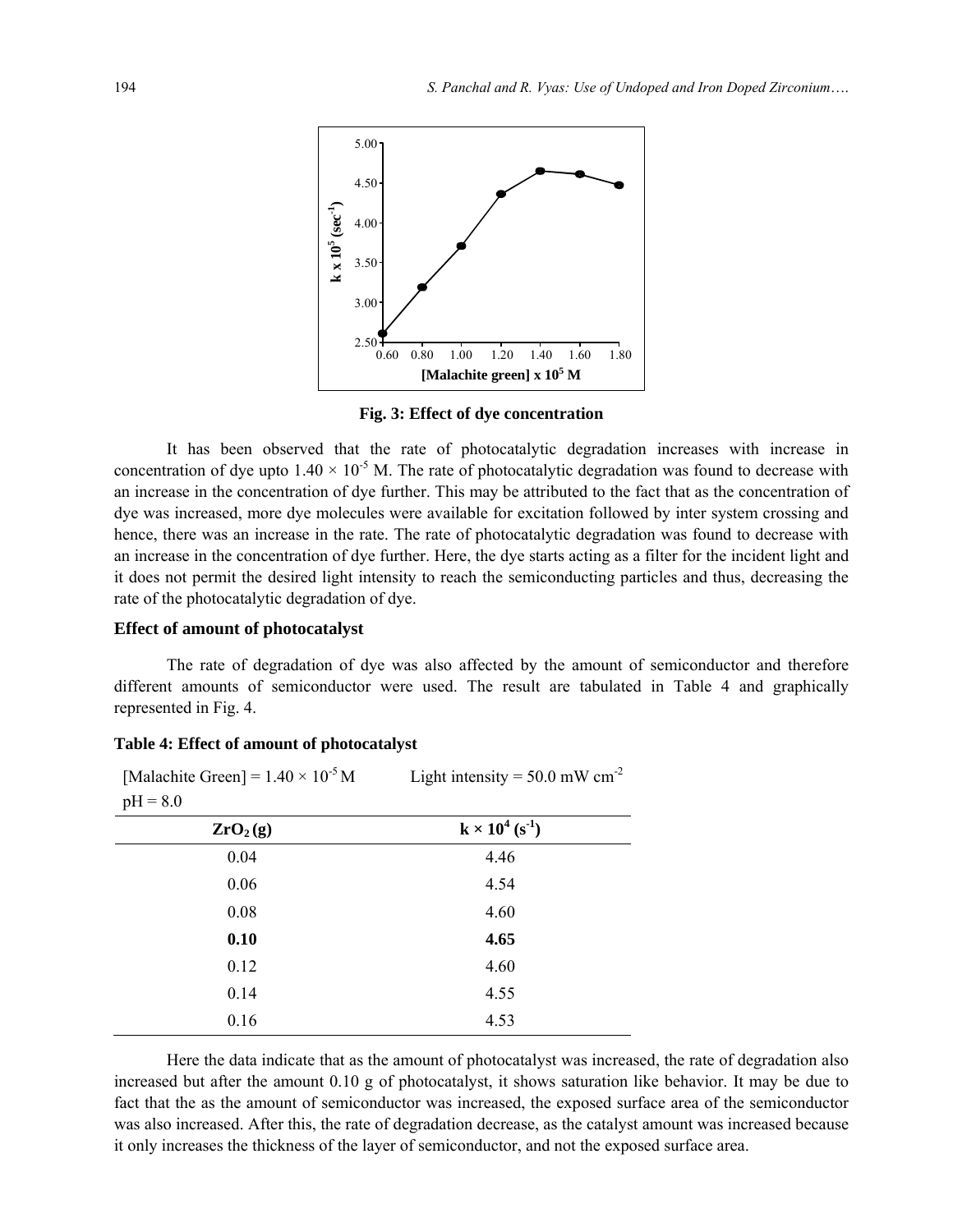Fig. 3: Effect of dye concentration

It has been observed that the rate of photocatalytic degradation increases with increase in concentration of dye upto $1.40 \times 10^{-5}$ M. The rate of photocatalytic degradation was found to decrease with an increase in the concentration of dye further. This may be attributed to the fact that as the concentration of dye was increased, more dye molecules were available for excitation followed by inter system crossing and hence, there was an increase in the rate. The rate of photocatalytic degradation was found to decrease with an increase in the concentration of dye further. Here, the dye starts acting as a filter for the incident light and it does not permit the desired light intensity to reach the semiconducting particles and thus, decreasing the rate of the photocatalytic degradation of dye.

### Effect of amount of photocatalyst

The rate of degradation of dye was also affected by the amount of semiconductor and therefore different amounts of semiconductor were used. The result are tabulated in Table 4 and graphically represented in Fig. 4.

**Table 4: Effect of amount of photocatalyst**

[Malachite Green] = $1.40 \times 10^{-5}$ M Light intensity = 50.0 mW $cm^{-2}$

pH = 8.0

| $ZrO_2$ (g) | $k \times 10^4$ ($s^{-1}$) |
|---|---|
| 0.04 | 4.46 |
| 0.06 | 4.54 |
| 0.08 | 4.60 |
| **0.10** | **4.65** |
| 0.12 | 4.60 |
| 0.14 | 4.55 |
| 0.16 | 4.53 |

Here the data indicate that as the amount of photocatalyst was increased, the rate of degradation also increased but after the amount 0.10 g of photocatalyst, it shows saturation like behavior. It may be due to fact that the as the amount of semiconductor was increased, the exposed surface area of the semiconductor was also increased. After this, the rate of degradation decrease, as the catalyst amount was increased because it only increases the thickness of the layer of semiconductor, and not the exposed surface area.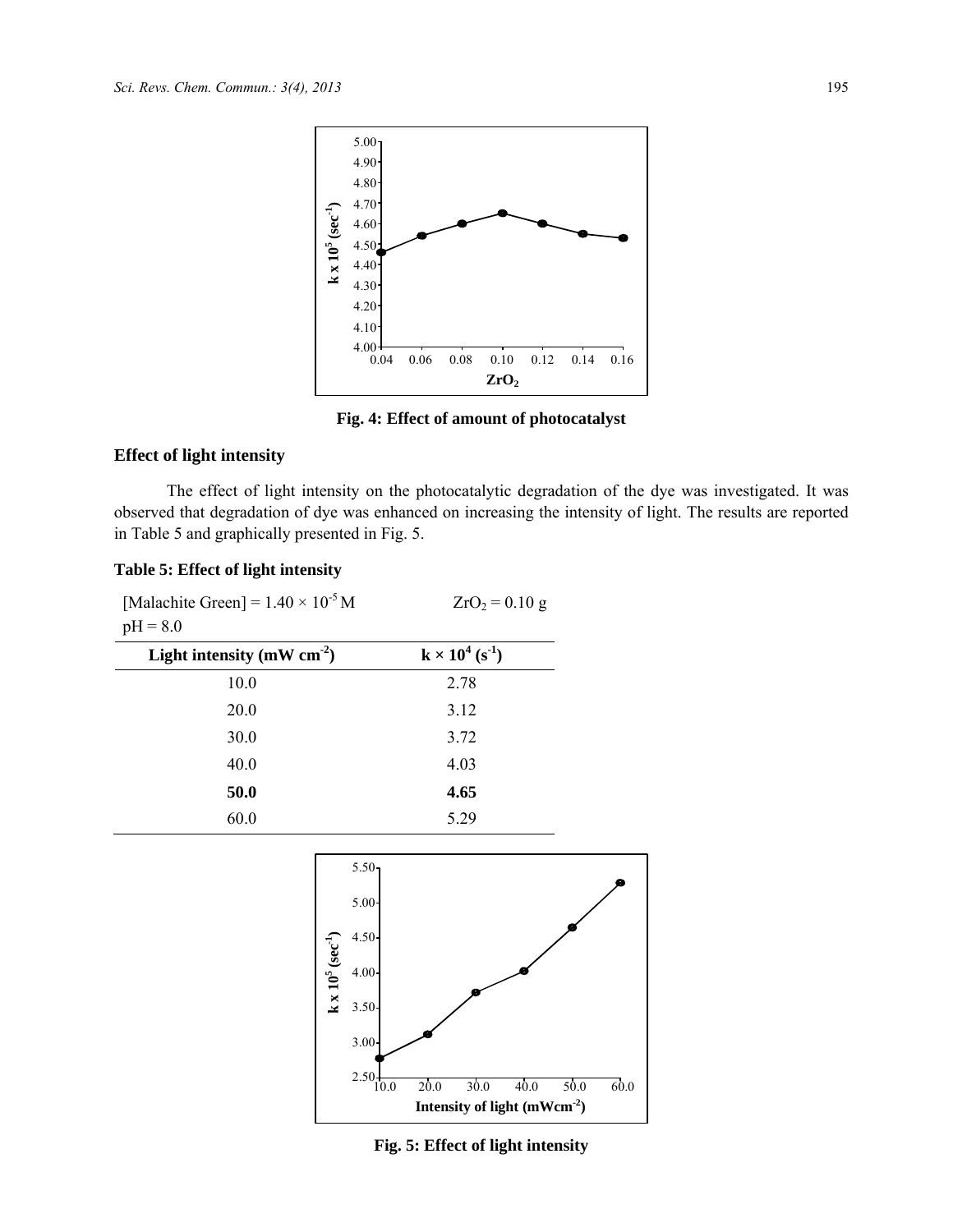Fig. 4: Effect of amount of photocatalyst

### Effect of light intensity

The effect of light intensity on the photocatalytic degradation of the dye was investigated. It was observed that degradation of dye was enhanced on increasing the intensity of light. The results are reported in Table 5 and graphically presented in Fig. 5.

**Table 5: Effect of light intensity**

[Malachite Green] = $1.40 \times 10^{-5}$ M $ZrO_2 = 0.10$ g
pH = 8.0

| Light intensity (mW $cm^{-2}$) | $k \times 10^4$ ($s^{-1}$) |
|---|---|
| 10.0 | 2.78 |
| 20.0 | 3.12 |
| 30.0 | 3.72 |
| 40.0 | 4.03 |
| **50.0** | **4.65** |
| 60.0 | 5.29 |

Fig. 5: Effect of light intensity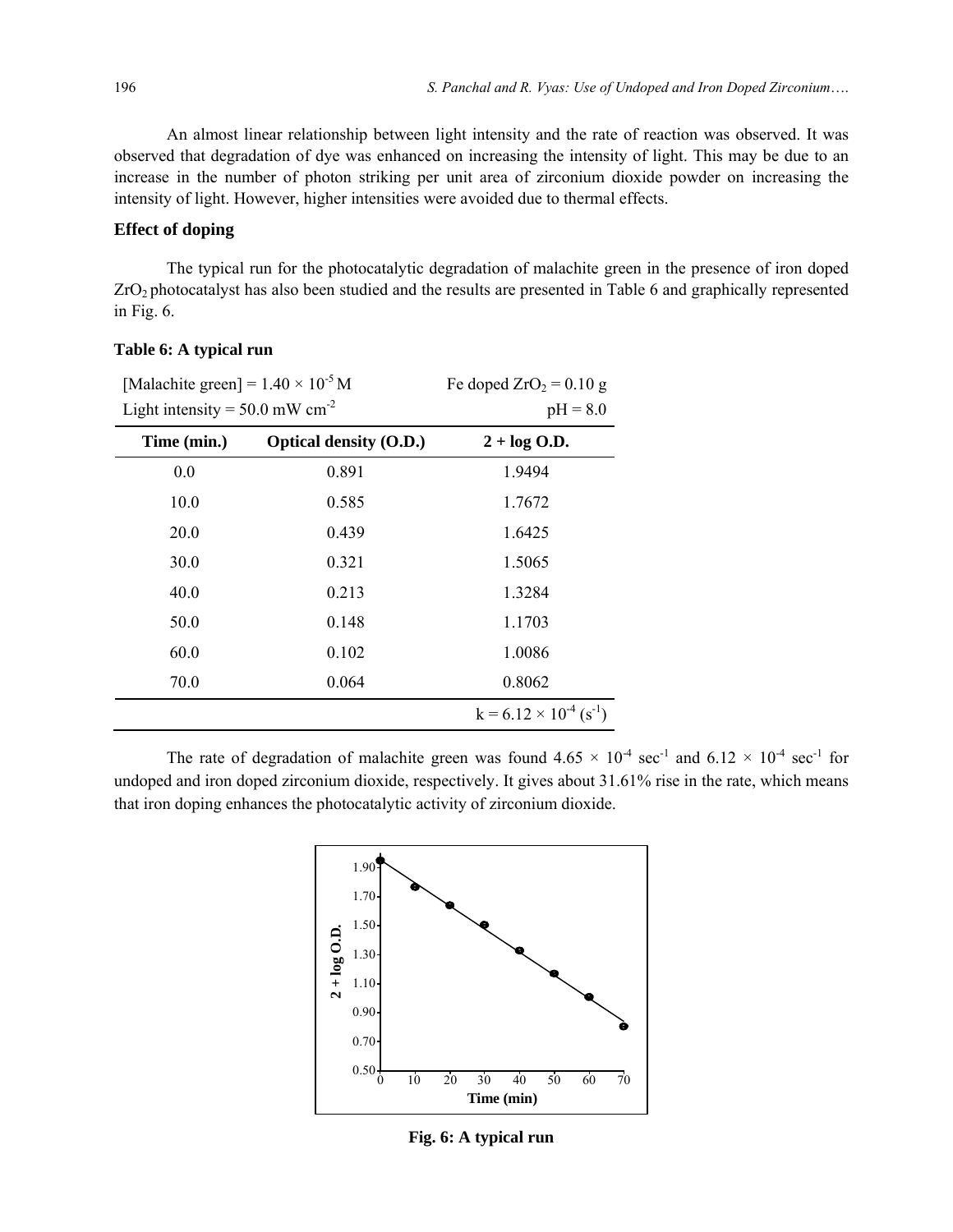An almost linear relationship between light intensity and the rate of reaction was observed. It was observed that degradation of dye was enhanced on increasing the intensity of light. This may be due to an increase in the number of photon striking per unit area of zirconium dioxide powder on increasing the intensity of light. However, higher intensities were avoided due to thermal effects.

### Effect of doping

The typical run for the photocatalytic degradation of malachite green in the presence of iron doped $ZrO_2$ photocatalyst has also been studied and the results are presented in Table 6 and graphically represented in Fig. 6.

**Table 6: A typical run**

[Malachite green] = $1.40 \times 10^{-5}$ M    Fe doped $ZrO_2$ = 0.10 g

Light intensity = 50.0 mW $cm^{-2}$    pH = 8.0

| Time (min.) | Optical density (O.D.) | 2 + log O.D. |
|---|---|---|
| 0.0 | 0.891 | 1.9494 |
| 10.0 | 0.585 | 1.7672 |
| 20.0 | 0.439 | 1.6425 |
| 30.0 | 0.321 | 1.5065 |
| 40.0 | 0.213 | 1.3284 |
| 50.0 | 0.148 | 1.1703 |
| 60.0 | 0.102 | 1.0086 |
| 70.0 | 0.064 | 0.8062 |
| | | $k = 6.12 \times 10^{-4}$ ($s^{-1}$) |

The rate of degradation of malachite green was found $4.65 \times 10^{-4}$ $sec^{-1}$ and $6.12 \times 10^{-4}$ $sec^{-1}$ for undoped and iron doped zirconium dioxide, respectively. It gives about 31.61% rise in the rate, which means that iron doping enhances the photocatalytic activity of zirconium dioxide.

**Fig. 6: A typical run**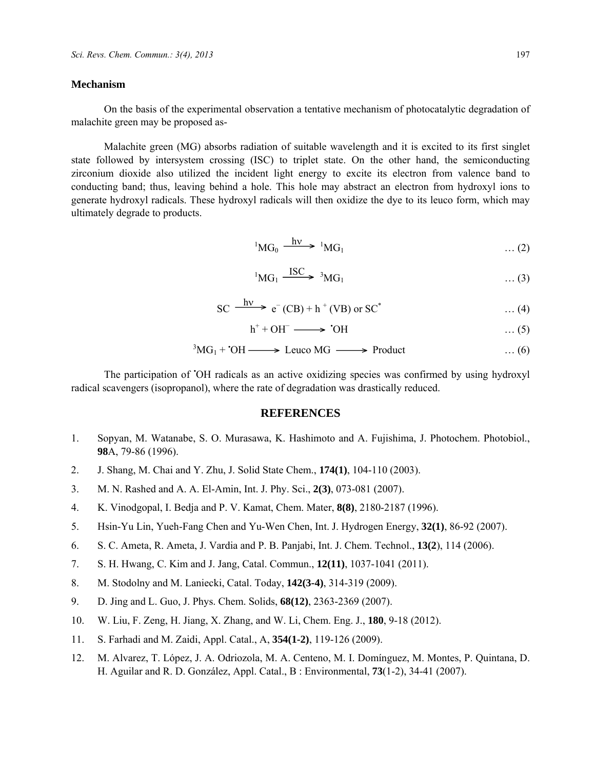### Mechanism

On the basis of the experimental observation a tentative mechanism of photocatalytic degradation of malachite green may be proposed as-

Malachite green (MG) absorbs radiation of suitable wavelength and it is excited to its first singlet state followed by intersystem crossing (ISC) to triplet state. On the other hand, the semiconducting zirconium dioxide also utilized the incident light energy to excite its electron from valence band to conducting band; thus, leaving behind a hole. This hole may abstract an electron from hydroxyl ions to generate hydroxyl radicals. These hydroxyl radicals will then oxidize the dye to its leuco form, which may ultimately degrade to products.

$$^{1}MG_0 \xrightarrow{h\nu} {}^{1}MG_1 \quad \ldots (2)$$

$$^{1}MG_1 \xrightarrow{ISC} {}^{3}MG_1 \quad \ldots (3)$$

$$SC \xrightarrow{h\nu} e^- (CB) + h^+ (VB) \text{ or } SC^* \quad \ldots (4)$$

$$h^+ + OH^- \longrightarrow {}^{\bullet}OH \quad \ldots (5)$$

$$^{3}MG_1 + {}^{\bullet}OH \longrightarrow \text{Leuco MG} \longrightarrow \text{Product} \quad \ldots (6)$$

The participation of $^{\bullet}OH$ radicals as an active oxidizing species was confirmed by using hydroxyl radical scavengers (isopropanol), where the rate of degradation was drastically reduced.

## REFERENCES

1. Sopyan, M. Watanabe, S. O. Murasawa, K. Hashimoto and A. Fujishima, J. Photochem. Photobiol., **98**A, 79-86 (1996).
2. J. Shang, M. Chai and Y. Zhu, J. Solid State Chem., **174(1)**, 104-110 (2003).
3. M. N. Rashed and A. A. El-Amin, Int. J. Phy. Sci., **2(3)**, 073-081 (2007).
4. K. Vinodgopal, I. Bedja and P. V. Kamat, Chem. Mater, **8(8)**, 2180-2187 (1996).
5. Hsin-Yu Lin, Yueh-Fang Chen and Yu-Wen Chen, Int. J. Hydrogen Energy, **32(1)**, 86-92 (2007).
6. S. C. Ameta, R. Ameta, J. Vardia and P. B. Panjabi, Int. J. Chem. Technol., **13(2)**, 114 (2006).
7. S. H. Hwang, C. Kim and J. Jang, Catal. Commun., **12(11)**, 1037-1041 (2011).
8. M. Stodolny and M. Laniecki, Catal. Today, **142(3-4)**, 314-319 (2009).
9. D. Jing and L. Guo, J. Phys. Chem. Solids, **68(12)**, 2363-2369 (2007).
10. W. Liu, F. Zeng, H. Jiang, X. Zhang, and W. Li, Chem. Eng. J., **180**, 9-18 (2012).
11. S. Farhadi and M. Zaidi, Appl. Catal., A, **354(1-2)**, 119-126 (2009).
12. M. Alvarez, T. López, J. A. Odriozola, M. A. Centeno, M. I. Domínguez, M. Montes, P. Quintana, D. H. Aguilar and R. D. González, Appl. Catal., B : Environmental, **73**(1-2), 34-41 (2007).